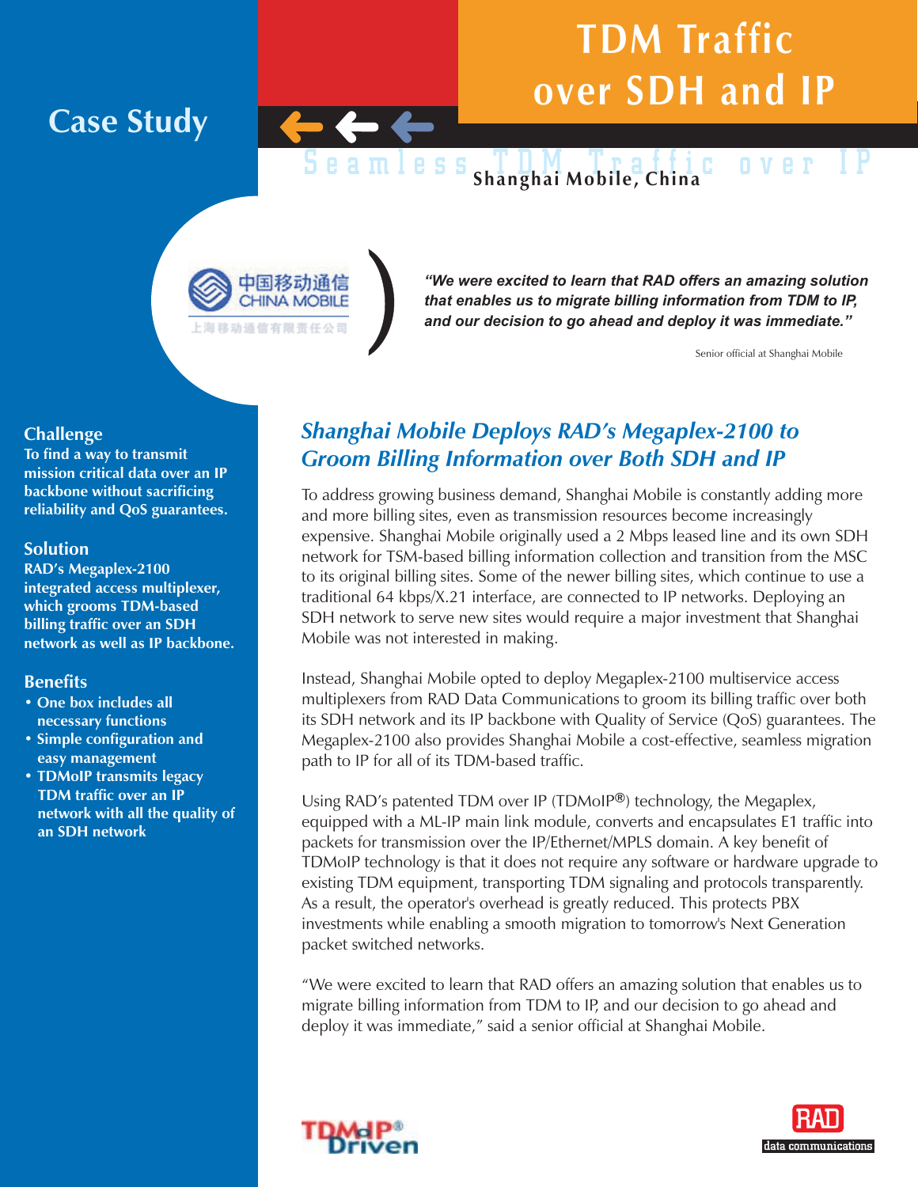# TDM Traffic over SDH and IP

Case Study

Seamless TDM Traffic over IP

Shanghai Mobile, China

中国移动通信 CHINA MOBILE

上海移动通信有限责任公司

*"We were excited to learn that RAD offers an amazing solution that enables us to migrate billing information from TDM to IP, and our decision to go ahead and deploy it was immediate."*

Senior official at Shanghai Mobile

## Challenge

**To find a way to transmit mission critical data over an IP backbone without sacrificing reliability and QoS guarantees.**

## Solution

**RAD's Megaplex-2100 integrated access multiplexer, which grooms TDM-based billing traffic over an SDH network as well as IP backbone.**

## Benefits

- **One box includes all necessary functions**
- **Simple configuration and easy management**
- **TDMoIP transmits legacy TDM traffic over an IP network with all the quality of an SDH network**

## *Shanghai Mobile Deploys RAD's Megaplex-2100 to Groom Billing Information over Both SDH and IP*

To address growing business demand, Shanghai Mobile is constantly adding more and more billing sites, even as transmission resources become increasingly expensive. Shanghai Mobile originally used a 2 Mbps leased line and its own SDH network for TSM-based billing information collection and transition from the MSC to its original billing sites. Some of the newer billing sites, which continue to use a traditional 64 kbps/X.21 interface, are connected to IP networks. Deploying an SDH network to serve new sites would require a major investment that Shanghai Mobile was not interested in making.

Instead, Shanghai Mobile opted to deploy Megaplex-2100 multiservice access multiplexers from RAD Data Communications to groom its billing traffic over both its SDH network and its IP backbone with Quality of Service (QoS) guarantees. The Megaplex-2100 also provides Shanghai Mobile a cost-effective, seamless migration path to IP for all of its TDM-based traffic.

Using RAD's patented TDM over IP (TDMoIP®) technology, the Megaplex, equipped with a ML-IP main link module, converts and encapsulates E1 traffic into packets for transmission over the IP/Ethernet/MPLS domain. A key benefit of TDMoIP technology is that it does not require any software or hardware upgrade to existing TDM equipment, transporting TDM signaling and protocols transparently. As a result, the operator's overhead is greatly reduced. This protects PBX investments while enabling a smooth migration to tomorrow's Next Generation packet switched networks.

"We were excited to learn that RAD offers an amazing solution that enables us to migrate billing information from TDM to IP, and our decision to go ahead and deploy it was immediate," said a senior official at Shanghai Mobile.

TDMoIP® Driven

RAD data communications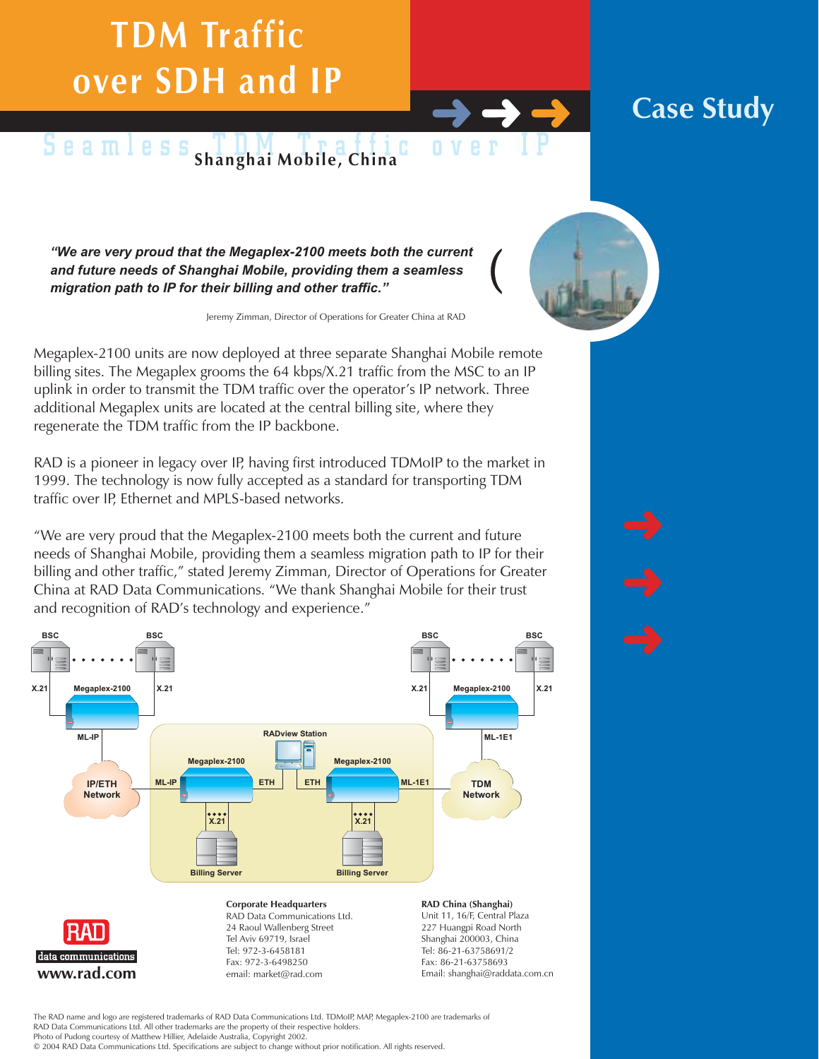# TDM Traffic over SDH and IP

Case Study

Seamless TDM Traffic over IP

## Shanghai Mobile, China

*"We are very proud that the Megaplex-2100 meets both the current and future needs of Shanghai Mobile, providing them a seamless migration path to IP for their billing and other traffic."*

Jeremy Zimman, Director of Operations for Greater China at RAD

Megaplex-2100 units are now deployed at three separate Shanghai Mobile remote billing sites. The Megaplex grooms the 64 kbps/X.21 traffic from the MSC to an IP uplink in order to transmit the TDM traffic over the operator's IP network. Three additional Megaplex units are located at the central billing site, where they regenerate the TDM traffic from the IP backbone.

RAD is a pioneer in legacy over IP, having first introduced TDMoIP to the market in 1999. The technology is now fully accepted as a standard for transporting TDM traffic over IP, Ethernet and MPLS-based networks.

"We are very proud that the Megaplex-2100 meets both the current and future needs of Shanghai Mobile, providing them a seamless migration path to IP for their billing and other traffic," stated Jeremy Zimman, Director of Operations for Greater China at RAD Data Communications. "We thank Shanghai Mobile for their trust and recognition of RAD's technology and experience."

BSC
BSC
X.21
Megaplex-2100
X.21
ML-IP
IP/ETH Network
ML-IP
Megaplex-2100
ETH
RADview Station
ETH
Megaplex-2100
ML-1E1
X.21
X.21
Billing Server
Billing Server
BSC
BSC
X.21
Megaplex-2100
X.21
ML-1E1
TDM Network

RAD
data communications
www.rad.com

**Corporate Headquarters**
RAD Data Communications Ltd.
24 Raoul Wallenberg Street
Tel Aviv 69719, Israel
Tel: 972-3-6458181
Fax: 972-3-6498250
email: market@rad.com

**RAD China (Shanghai)**
Unit 11, 16/F, Central Plaza
227 Huangpi Road North
Shanghai 200003, China
Tel: 86-21-63758691/2
Fax: 86-21-63758693
Email: shanghai@raddata.com.cn

The RAD name and logo are registered trademarks of RAD Data Communications Ltd. TDMoIP, MAP, Megaplex-2100 are trademarks of RAD Data Communications Ltd. All other trademarks are the property of their respective holders.
Photo of Pudong courtesy of Matthew Hillier, Adelaide Australia, Copyright 2002.
© 2004 RAD Data Communications Ltd. Specifications are subject to change without prior notification. All rights reserved.